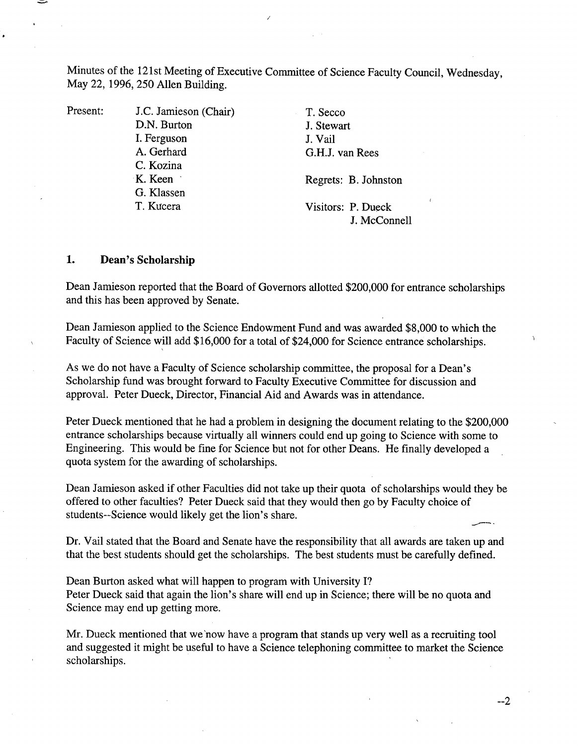Minutes of the 121st Meeting of Executive Committee of Science Faculty Council, Wednesday, May 22, 1996, 250 Allen Building.

| Present: | | |
|---|---|---|
| | J.C. Jamieson (Chair) | T. Secco |
| | D.N. Burton | J. Stewart |
| | I. Ferguson | J. Vail |
| | A. Gerhard | G.H.J. van Rees |
| | C. Kozina | |
| | K. Keen | Regrets: B. Johnston |
| | G. Klassen | |
| | T. Kucera | Visitors: P. Dueck |
| | | J. McConnell |

## 1. Dean's Scholarship

Dean Jamieson reported that the Board of Governors allotted $200,000 for entrance scholarships and this has been approved by Senate.

Dean Jamieson applied to the Science Endowment Fund and was awarded $8,000 to which the Faculty of Science will add $16,000 for a total of $24,000 for Science entrance scholarships.

As we do not have a Faculty of Science scholarship committee, the proposal for a Dean's Scholarship fund was brought forward to Faculty Executive Committee for discussion and approval. Peter Dueck, Director, Financial Aid and Awards was in attendance.

Peter Dueck mentioned that he had a problem in designing the document relating to the $200,000 entrance scholarships because virtually all winners could end up going to Science with some to Engineering. This would be fine for Science but not for other Deans. He finally developed a quota system for the awarding of scholarships.

Dean Jamieson asked if other Faculties did not take up their quota of scholarships would they be offered to other faculties? Peter Dueck said that they would then go by Faculty choice of students--Science would likely get the lion's share.

Dr. Vail stated that the Board and Senate have the responsibility that all awards are taken up and that the best students should get the scholarships. The best students must be carefully defined.

Dean Burton asked what will happen to program with University I?
Peter Dueck said that again the lion's share will end up in Science; there will be no quota and Science may end up getting more.

Mr. Dueck mentioned that we now have a program that stands up very well as a recruiting tool and suggested it might be useful to have a Science telephoning committee to market the Science scholarships.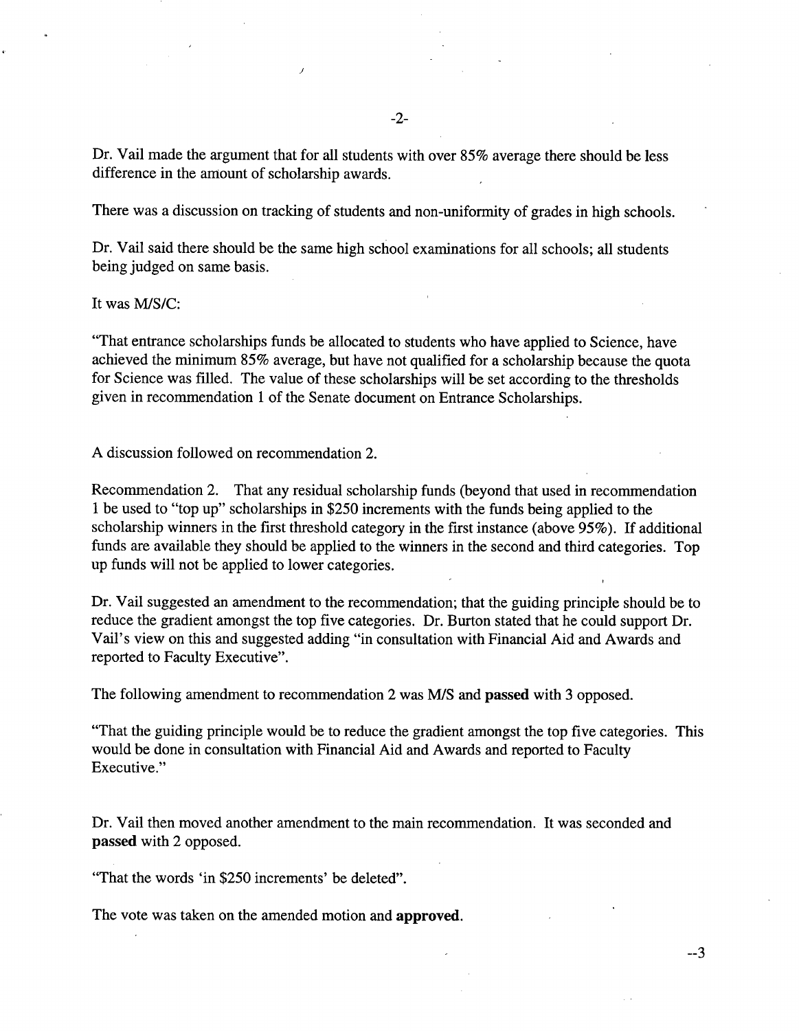Dr. Vail made the argument that for all students with over 85% average there should be less difference in the amount of scholarship awards.

There was a discussion on tracking of students and non-uniformity of grades in high schools.

Dr. Vail said there should be the same high school examinations for all schools; all students being judged on same basis.

It was M/S/C:

"That entrance scholarships funds be allocated to students who have applied to Science, have achieved the minimum 85% average, but have not qualified for a scholarship because the quota for Science was filled. The value of these scholarships will be set according to the thresholds given in recommendation 1 of the Senate document on Entrance Scholarships.

A discussion followed on recommendation 2.

Recommendation 2. That any residual scholarship funds (beyond that used in recommendation 1 be used to "top up" scholarships in $250 increments with the funds being applied to the scholarship winners in the first threshold category in the first instance (above 95%). If additional funds are available they should be applied to the winners in the second and third categories. Top up funds will not be applied to lower categories.

Dr. Vail suggested an amendment to the recommendation; that the guiding principle should be to reduce the gradient amongst the top five categories. Dr. Burton stated that he could support Dr. Vail's view on this and suggested adding "in consultation with Financial Aid and Awards and reported to Faculty Executive".

The following amendment to recommendation 2 was M/S and **passed** with 3 opposed.

"That the guiding principle would be to reduce the gradient amongst the top five categories. This would be done in consultation with Financial Aid and Awards and reported to Faculty Executive."

Dr. Vail then moved another amendment to the main recommendation. It was seconded and **passed** with 2 opposed.

"That the words 'in $250 increments' be deleted".

The vote was taken on the amended motion and **approved**.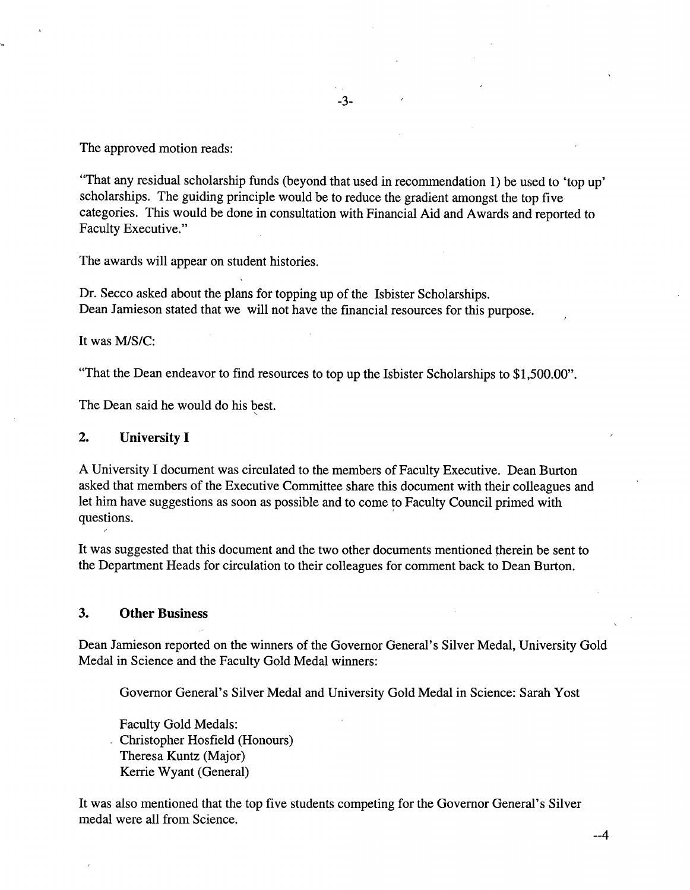The approved motion reads:

"That any residual scholarship funds (beyond that used in recommendation 1) be used to 'top up' scholarships. The guiding principle would be to reduce the gradient amongst the top five categories. This would be done in consultation with Financial Aid and Awards and reported to Faculty Executive."

The awards will appear on student histories.

Dr. Secco asked about the plans for topping up of the Isbister Scholarships.
Dean Jamieson stated that we will not have the financial resources for this purpose.

It was M/S/C:

"That the Dean endeavor to find resources to top up the Isbister Scholarships to $1,500.00".

The Dean said he would do his best.

## 2. University I

A University I document was circulated to the members of Faculty Executive. Dean Burton asked that members of the Executive Committee share this document with their colleagues and let him have suggestions as soon as possible and to come to Faculty Council primed with questions.

It was suggested that this document and the two other documents mentioned therein be sent to the Department Heads for circulation to their colleagues for comment back to Dean Burton.

## 3. Other Business

Dean Jamieson reported on the winners of the Governor General's Silver Medal, University Gold Medal in Science and the Faculty Gold Medal winners:

Governor General's Silver Medal and University Gold Medal in Science: Sarah Yost

Faculty Gold Medals:
Christopher Hosfield (Honours)
Theresa Kuntz (Major)
Kerrie Wyant (General)

It was also mentioned that the top five students competing for the Governor General's Silver medal were all from Science.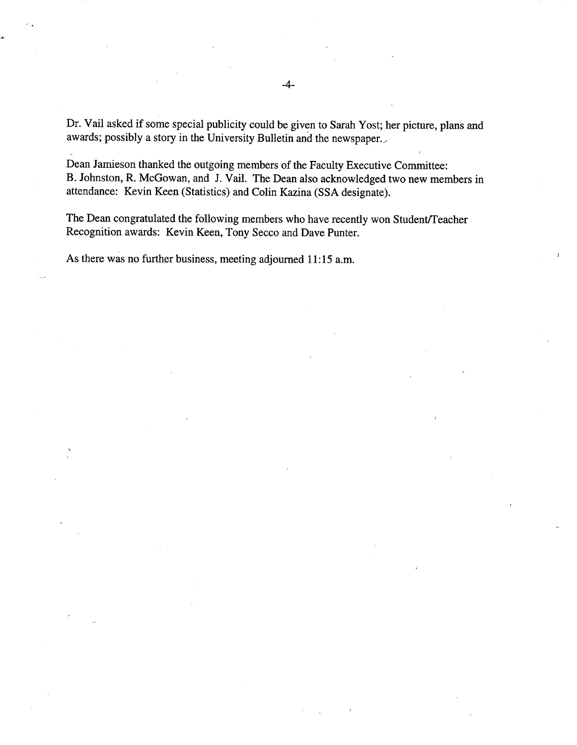Dr. Vail asked if some special publicity could be given to Sarah Yost; her picture, plans and awards; possibly a story in the University Bulletin and the newspaper.

Dean Jamieson thanked the outgoing members of the Faculty Executive Committee: B. Johnston, R. McGowan, and J. Vail. The Dean also acknowledged two new members in attendance: Kevin Keen (Statistics) and Colin Kazina (SSA designate).

The Dean congratulated the following members who have recently won Student/Teacher Recognition awards: Kevin Keen, Tony Secco and Dave Punter.

As there was no further business, meeting adjourned 11:15 a.m.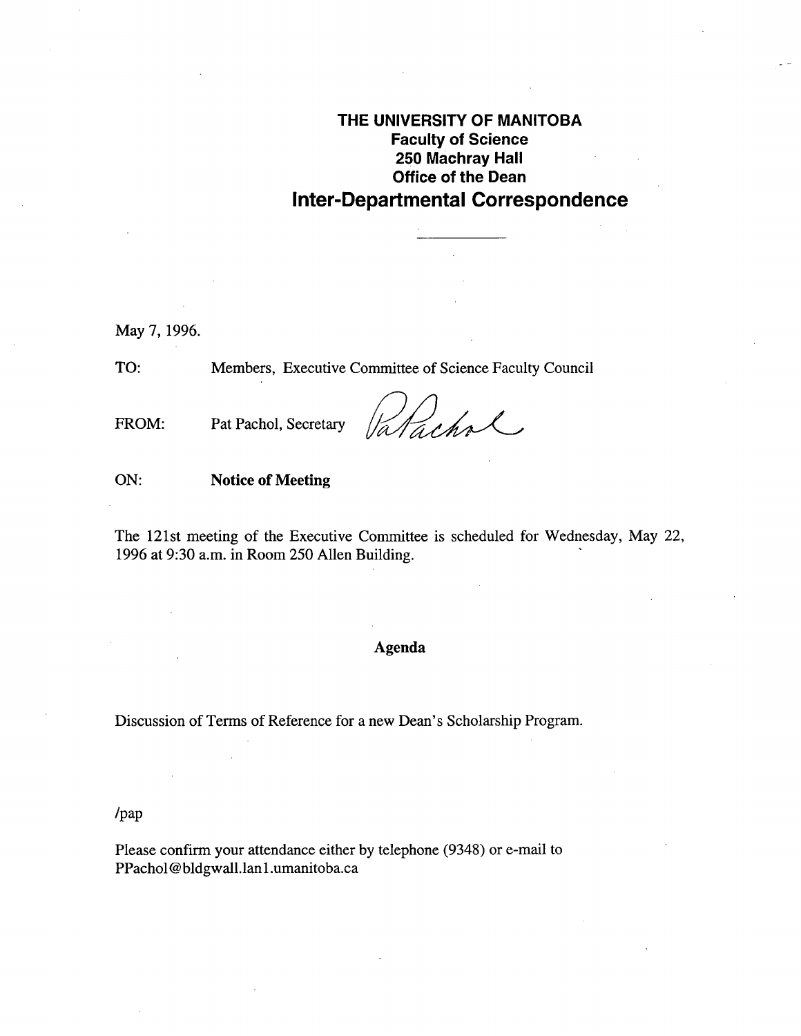**THE UNIVERSITY OF MANITOBA**
**Faculty of Science**
**250 Machray Hall**
**Office of the Dean**

# Inter-Departmental Correspondence

May 7, 1996.

TO: Members, Executive Committee of Science Faculty Council

FROM: Pat Pachol, Secretary

ON: **Notice of Meeting**

The 121st meeting of the Executive Committee is scheduled for Wednesday, May 22, 1996 at 9:30 a.m. in Room 250 Allen Building.

**Agenda**

Discussion of Terms of Reference for a new Dean's Scholarship Program.

/pap

Please confirm your attendance either by telephone (9348) or e-mail to PPachol@bldgwall.lan1.umanitoba.ca